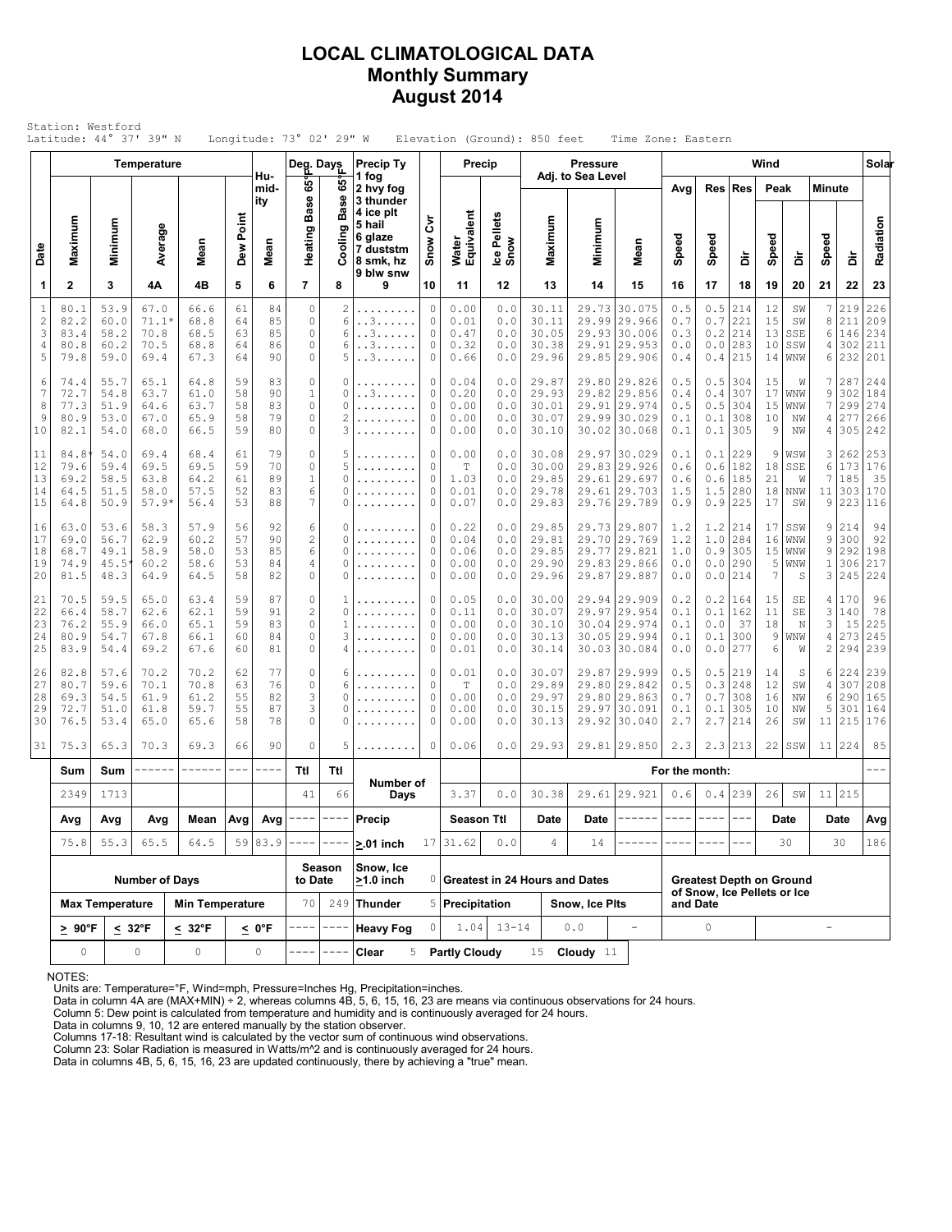# LOCAL CLIMATOLOGICAL DATA
## Monthly Summary
## August 2014

Station: Westford
Latitude: 44° 37' 39" N    Longitude: 73° 02' 29" W    Elevation (Ground): 850 feet    Time Zone: Eastern

| Date | Temperature Maximum | Temperature Minimum | Temperature Average | Temperature Mean | Dew Point | Humidity Mean | Deg. Days Heating Base 65°F | Deg. Days Cooling Base 65°F | Precip Ty (1 fog, 2 hvy fog, 3 thunder, 4 ice plt, 5 hail, 6 glaze, 7 duststm, 8 smk, hz, 9 blw snw) | Snow Cvr | Precip Water Equivalent | Precip Ice Pellets Snow | Pressure Adj. to Sea Level Maximum | Pressure Minimum | Pressure Mean | Wind Avg Speed | Wind Res Speed | Wind Res Dir | Wind Peak Speed | Wind Peak Dir | Wind Minute Speed | Wind Minute Dir | Solar Radiation |
|---|---|---|---|---|---|---|---|---|---|---|---|---|---|---|---|---|---|---|---|---|---|---|---|
| 1 | 2 | 3 | 4A | 4B | 5 | 6 | 7 | 8 | 9 | 10 | 11 | 12 | 13 | 14 | 15 | 16 | 17 | 18 | 19 | 20 | 21 | 22 | 23 |
| 1 | 80.1 | 53.9 | 67.0 | 66.6 | 61 | 84 | 0 | 2 | ......... | 0 | 0.00 | 0.0 | 30.11 | 29.73 | 30.075 | 0.5 | 0.5 | 214 | 12 | SW | 7 | 219 | 226 |
| 2 | 82.2 | 60.0 | 71.1* | 68.8 | 64 | 85 | 0 | 6 | ..3...... | 0 | 0.01 | 0.0 | 30.11 | 29.99 | 29.966 | 0.7 | 0.7 | 221 | 15 | SW | 8 | 211 | 209 |
| 3 | 83.4 | 58.2 | 70.8 | 68.5 | 63 | 85 | 0 | 6 | ..3...... | 0 | 0.47 | 0.0 | 30.05 | 29.93 | 30.006 | 0.3 | 0.2 | 214 | 13 | SSE | 6 | 146 | 234 |
| 4 | 80.8 | 60.2 | 70.5 | 68.8 | 64 | 86 | 0 | 6 | ..3...... | 0 | 0.32 | 0.0 | 30.38 | 29.91 | 29.953 | 0.0 | 0.0 | 283 | 10 | SSW | 4 | 302 | 211 |
| 5 | 79.8 | 59.0 | 69.4 | 67.3 | 64 | 90 | 0 | 5 | ..3...... | 0 | 0.66 | 0.0 | 29.96 | 29.85 | 29.906 | 0.4 | 0.4 | 215 | 14 | WNW | 6 | 232 | 201 |
| 6 | 74.4 | 55.7 | 65.1 | 64.8 | 59 | 83 | 0 | 0 | ......... | 0 | 0.04 | 0.0 | 29.87 | 29.80 | 29.826 | 0.5 | 0.5 | 304 | 15 | W | 7 | 287 | 244 |
| 7 | 72.7 | 54.8 | 63.7 | 61.0 | 58 | 90 | 1 | 0 | ..3...... | 0 | 0.20 | 0.0 | 29.93 | 29.82 | 29.856 | 0.4 | 0.4 | 307 | 17 | WNW | 9 | 302 | 184 |
| 8 | 77.3 | 51.9 | 64.6 | 63.7 | 58 | 83 | 0 | 0 | ......... | 0 | 0.00 | 0.0 | 30.01 | 29.91 | 29.974 | 0.5 | 0.5 | 304 | 15 | WNW | 7 | 299 | 274 |
| 9 | 80.9 | 53.0 | 67.0 | 65.9 | 58 | 79 | 0 | 2 | ......... | 0 | 0.00 | 0.0 | 30.07 | 29.99 | 30.029 | 0.1 | 0.1 | 308 | 10 | NW | 4 | 277 | 266 |
| 10 | 82.1 | 54.0 | 68.0 | 66.5 | 59 | 80 | 0 | 3 | ......... | 0 | 0.00 | 0.0 | 30.10 | 30.02 | 30.068 | 0.1 | 0.1 | 305 | 9 | NW | 4 | 305 | 242 |
| 11 | 84.8* | 54.0 | 69.4 | 68.4 | 61 | 79 | 0 | 5 | ......... | 0 | 0.00 | 0.0 | 30.08 | 29.97 | 30.029 | 0.1 | 0.1 | 229 | 9 | WSW | 3 | 262 | 253 |
| 12 | 79.6 | 59.4 | 69.5 | 69.5 | 59 | 70 | 0 | 5 | ......... | 0 | T | 0.0 | 30.00 | 29.83 | 29.926 | 0.6 | 0.6 | 182 | 18 | SSE | 6 | 173 | 176 |
| 13 | 69.2 | 58.5 | 63.8 | 64.2 | 61 | 89 | 1 | 0 | ......... | 0 | 1.03 | 0.0 | 29.85 | 29.61 | 29.697 | 0.6 | 0.6 | 185 | 21 | W | 7 | 185 | 35 |
| 14 | 64.5 | 51.5 | 58.0 | 57.5 | 52 | 83 | 6 | 0 | ......... | 0 | 0.01 | 0.0 | 29.78 | 29.61 | 29.703 | 1.5 | 1.5 | 280 | 18 | NNW | 11 | 303 | 170 |
| 15 | 64.8 | 50.9 | 57.9* | 56.4 | 53 | 88 | 7 | 0 | ......... | 0 | 0.07 | 0.0 | 29.83 | 29.76 | 29.789 | 0.9 | 0.9 | 225 | 17 | SW | 9 | 223 | 116 |
| 16 | 63.0 | 53.6 | 58.3 | 57.9 | 56 | 92 | 6 | 0 | ......... | 0 | 0.22 | 0.0 | 29.85 | 29.73 | 29.807 | 1.2 | 1.2 | 214 | 17 | SSW | 9 | 214 | 94 |
| 17 | 69.0 | 56.7 | 62.9 | 60.2 | 57 | 90 | 2 | 0 | ......... | 0 | 0.04 | 0.0 | 29.81 | 29.70 | 29.769 | 1.2 | 1.0 | 284 | 16 | WNW | 9 | 300 | 92 |
| 18 | 68.7 | 49.1 | 58.9 | 58.0 | 53 | 85 | 6 | 0 | ......... | 0 | 0.06 | 0.0 | 29.85 | 29.77 | 29.821 | 1.0 | 0.9 | 305 | 15 | WNW | 9 | 292 | 198 |
| 19 | 74.9 | 45.5* | 60.2 | 58.6 | 53 | 84 | 4 | 0 | ......... | 0 | 0.00 | 0.0 | 29.90 | 29.83 | 29.866 | 0.0 | 0.0 | 290 | 5 | WNW | 1 | 306 | 217 |
| 20 | 81.5 | 48.3 | 64.9 | 64.5 | 58 | 82 | 0 | 0 | ......... | 0 | 0.00 | 0.0 | 29.96 | 29.87 | 29.887 | 0.0 | 0.0 | 214 | 7 | S | 3 | 245 | 224 |
| 21 | 70.5 | 59.5 | 65.0 | 63.4 | 59 | 87 | 0 | 1 | ......... | 0 | 0.05 | 0.0 | 30.00 | 29.94 | 29.909 | 0.2 | 0.2 | 164 | 15 | SE | 4 | 170 | 96 |
| 22 | 66.4 | 58.7 | 62.6 | 62.1 | 59 | 91 | 2 | 0 | ......... | 0 | 0.11 | 0.0 | 30.07 | 29.97 | 29.954 | 0.1 | 0.1 | 162 | 11 | SE | 3 | 140 | 78 |
| 23 | 76.2 | 55.9 | 66.0 | 65.1 | 59 | 83 | 0 | 1 | ......... | 0 | 0.00 | 0.0 | 30.10 | 30.04 | 29.974 | 0.1 | 0.0 | 37 | 18 | N | 3 | 15 | 225 |
| 24 | 80.9 | 54.7 | 67.8 | 66.1 | 60 | 84 | 0 | 3 | ......... | 0 | 0.00 | 0.0 | 30.13 | 30.05 | 29.994 | 0.1 | 0.1 | 300 | 9 | WNW | 4 | 273 | 245 |
| 25 | 83.9 | 54.4 | 69.2 | 67.6 | 60 | 81 | 0 | 4 | ......... | 0 | 0.01 | 0.0 | 30.14 | 30.03 | 30.084 | 0.0 | 0.0 | 277 | 6 | W | 2 | 294 | 239 |
| 26 | 82.8 | 57.6 | 70.2 | 70.2 | 62 | 77 | 0 | 6 | ......... | 0 | 0.01 | 0.0 | 30.07 | 29.87 | 29.999 | 0.5 | 0.5 | 219 | 14 | S | 6 | 224 | 239 |
| 27 | 80.7 | 59.6 | 70.1 | 70.8 | 63 | 76 | 0 | 6 | ......... | 0 | T | 0.0 | 29.89 | 29.80 | 29.842 | 0.5 | 0.3 | 248 | 12 | SW | 4 | 307 | 208 |
| 28 | 69.3 | 54.5 | 61.9 | 61.2 | 55 | 82 | 3 | 0 | ......... | 0 | 0.00 | 0.0 | 29.97 | 29.80 | 29.863 | 0.7 | 0.7 | 308 | 16 | NW | 6 | 290 | 165 |
| 29 | 72.7 | 51.0 | 61.8 | 59.7 | 55 | 87 | 3 | 0 | ......... | 0 | 0.00 | 0.0 | 30.15 | 29.97 | 30.091 | 0.1 | 0.1 | 305 | 10 | NW | 5 | 301 | 164 |
| 30 | 76.5 | 53.4 | 65.0 | 65.6 | 58 | 78 | 0 | 0 | ......... | 0 | 0.00 | 0.0 | 30.13 | 29.92 | 30.040 | 2.7 | 2.7 | 214 | 26 | SW | 11 | 215 | 176 |
| 31 | 75.3 | 65.3 | 70.3 | 69.3 | 66 | 90 | 0 | 5 | ......... | 0 | 0.06 | 0.0 | 29.93 | 29.81 | 29.850 | 2.3 | 2.3 | 213 | 22 | SSW | 11 | 224 | 85 |

| | Sum | Sum | | | | | Ttl | Ttl | Number of Days | | | | For the month: | | | | | | | | | | |
|---|---|---|---|---|---|---|---|---|---|---|---|---|---|---|---|---|---|---|---|---|---|---|---|
| | 2349 | 1713 | | | | | 41 | 66 | | | 3.37 | 0.0 | 30.38 | 29.61 | 29.921 | 0.6 | 0.4 | 239 | 26 | SW | 11 | 215 | |
| | Avg | Avg | Avg | Mean | Avg | Avg | ---- | ---- | Precip | | Season Ttl | | Date | Date | ------ | ---- | ---- | --- | Date | | Date | | Avg |
| | 75.8 | 55.3 | 65.5 | 64.5 | 59 | 83.9 | ---- | ---- | ≥.01 inch | 17 | 31.62 | 0.0 | 4 | 14 | ------ | ---- | ---- | --- | 30 | | 30 | | 186 |

| Number of Days | | | | Season to Date | | Snow, Ice ≥1.0 inch | 0 | Greatest in 24 Hours and Dates | | | | Greatest Depth on Ground of Snow, Ice Pellets or Ice and Date | |
|---|---|---|---|---|---|---|---|---|---|---|---|---|---|
| Max Temperature | | Min Temperature | | 70 | 249 | Thunder | 5 | Precipitation | | Snow, Ice Plts | | | |
| ≥ 90°F | ≤ 32°F | ≤ 32°F | ≤ 0°F | ---- | ---- | Heavy Fog | 0 | 1.04 | 13-14 | 0.0 | - | 0 | - |
| 0 | 0 | 0 | 0 | ---- | ---- | Clear | 5 | Partly Cloudy | 15 | Cloudy | 11 | | |

NOTES:
Units are: Temperature=°F, Wind=mph, Pressure=Inches Hg, Precipitation=inches.
Data in column 4A are (MAX+MIN) ÷ 2, whereas columns 4B, 5, 6, 15, 16, 23 are means via continuous observations for 24 hours.
Column 5: Dew point is calculated from temperature and humidity and is continuously averaged for 24 hours.
Data in columns 9, 10, 12 are entered manually by the station observer.
Columns 17-18: Resultant wind is calculated by the vector sum of continuous wind observations.
Column 23: Solar Radiation is measured in Watts/m^2 and is continuously averaged for 24 hours.
Data in columns 4B, 5, 6, 15, 16, 23 are updated continuously, there by achieving a "true" mean.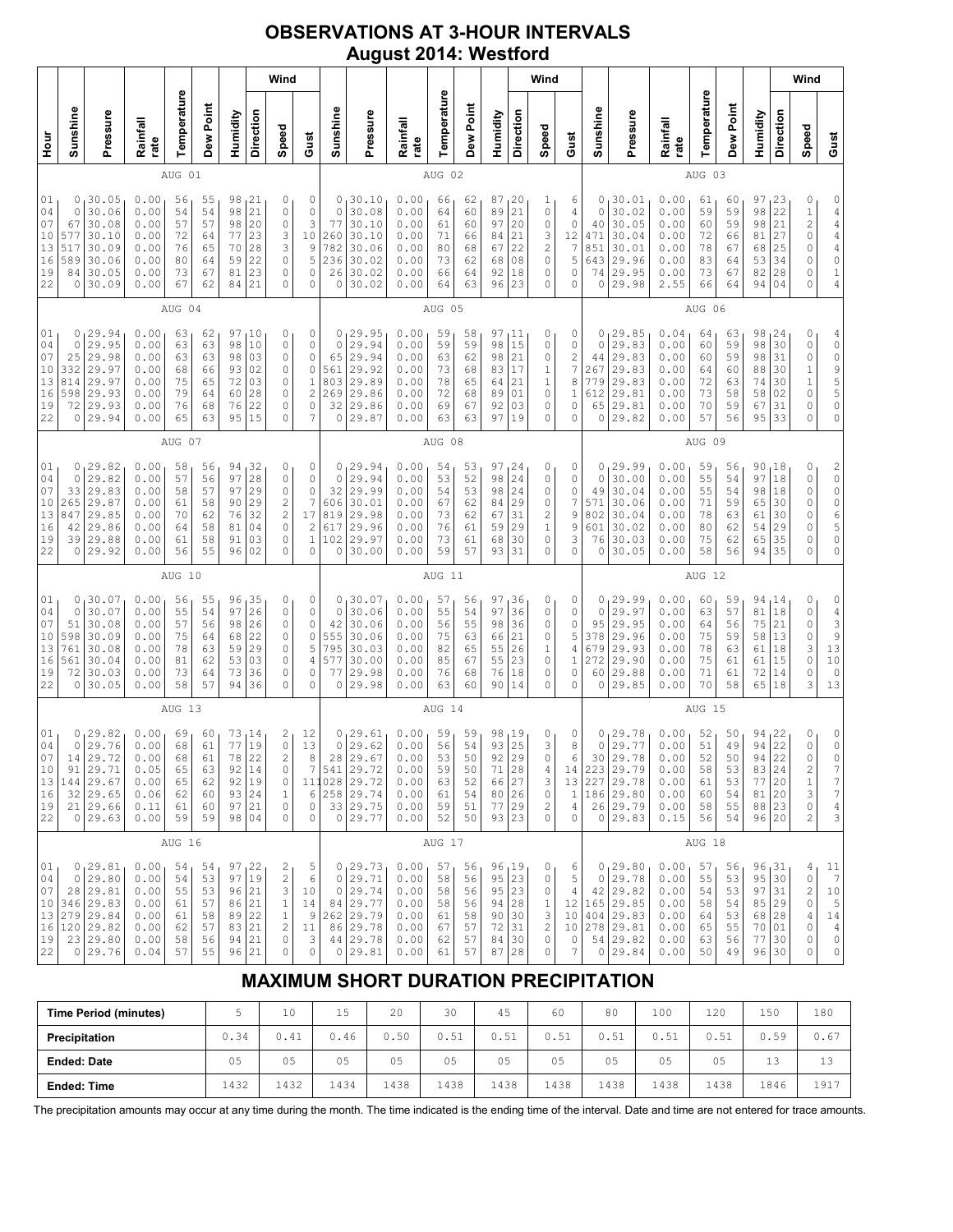# OBSERVATIONS AT 3-HOUR INTERVALS
## August 2014: Westford

### AUG 01

| Hour | Sunshine | Pressure | Rainfall rate | Temperature | Dew Point | Humidity | Wind Direction | Wind Speed | Wind Gust |
|---|---|---|---|---|---|---|---|---|---|
| 01 | 0 | 30.05 | 0.00 | 56 | 55 | 98 | 21 | 0 | 0 |
| 04 | 0 | 30.06 | 0.00 | 54 | 54 | 98 | 21 | 0 | 0 |
| 07 | 67 | 30.08 | 0.00 | 57 | 57 | 98 | 20 | 0 | 3 |
| 10 | 577 | 30.10 | 0.00 | 72 | 64 | 77 | 23 | 3 | 10 |
| 13 | 517 | 30.09 | 0.00 | 76 | 65 | 70 | 28 | 3 | 9 |
| 16 | 589 | 30.06 | 0.00 | 80 | 64 | 59 | 22 | 0 | 5 |
| 19 | 84 | 30.05 | 0.00 | 73 | 67 | 81 | 23 | 0 | 0 |
| 22 | 0 | 30.09 | 0.00 | 67 | 62 | 84 | 21 | 0 | 0 |

### AUG 02

| Hour | Sunshine | Pressure | Rainfall rate | Temperature | Dew Point | Humidity | Wind Direction | Wind Speed | Wind Gust |
|---|---|---|---|---|---|---|---|---|---|
| 01 | 0 | 30.10 | 0.00 | 66 | 62 | 87 | 20 | 1 | 6 |
| 04 | 0 | 30.08 | 0.00 | 64 | 60 | 89 | 21 | 0 | 4 |
| 07 | 77 | 30.10 | 0.00 | 61 | 60 | 97 | 20 | 0 | 0 |
| 10 | 260 | 30.10 | 0.00 | 71 | 66 | 84 | 21 | 3 | 12 |
| 13 | 782 | 30.06 | 0.00 | 80 | 68 | 67 | 22 | 2 | 7 |
| 16 | 236 | 30.02 | 0.00 | 73 | 62 | 68 | 08 | 0 | 5 |
| 19 | 26 | 30.02 | 0.00 | 66 | 64 | 92 | 18 | 0 | 0 |
| 22 | 0 | 30.02 | 0.00 | 64 | 63 | 96 | 23 | 0 | 0 |

### AUG 03

| Hour | Sunshine | Pressure | Rainfall rate | Temperature | Dew Point | Humidity | Wind Direction | Wind Speed | Wind Gust |
|---|---|---|---|---|---|---|---|---|---|
| 01 | 0 | 30.01 | 0.00 | 61 | 60 | 97 | 23 | 0 | 0 |
| 04 | 0 | 30.02 | 0.00 | 59 | 59 | 98 | 22 | 1 | 4 |
| 07 | 40 | 30.05 | 0.00 | 60 | 59 | 98 | 21 | 2 | 4 |
| 10 | 471 | 30.04 | 0.00 | 72 | 66 | 81 | 27 | 0 | 4 |
| 13 | 851 | 30.01 | 0.00 | 78 | 67 | 68 | 25 | 0 | 4 |
| 16 | 643 | 29.96 | 0.00 | 83 | 64 | 53 | 34 | 0 | 0 |
| 19 | 74 | 29.95 | 0.00 | 73 | 67 | 82 | 28 | 0 | 1 |
| 22 | 0 | 29.98 | 2.55 | 66 | 64 | 94 | 04 | 0 | 4 |

### AUG 04

| Hour | Sunshine | Pressure | Rainfall rate | Temperature | Dew Point | Humidity | Wind Direction | Wind Speed | Wind Gust |
|---|---|---|---|---|---|---|---|---|---|
| 01 | 0 | 29.94 | 0.00 | 63 | 62 | 97 | 10 | 0 | 0 |
| 04 | 0 | 29.95 | 0.00 | 63 | 63 | 98 | 10 | 0 | 0 |
| 07 | 25 | 29.98 | 0.00 | 63 | 63 | 98 | 03 | 0 | 0 |
| 10 | 332 | 29.97 | 0.00 | 68 | 66 | 93 | 02 | 0 | 0 |
| 13 | 814 | 29.97 | 0.00 | 75 | 65 | 72 | 03 | 0 | 1 |
| 16 | 598 | 29.93 | 0.00 | 79 | 64 | 60 | 28 | 0 | 2 |
| 19 | 72 | 29.93 | 0.00 | 76 | 68 | 76 | 22 | 0 | 0 |
| 22 | 0 | 29.94 | 0.00 | 65 | 63 | 95 | 15 | 0 | 7 |

### AUG 05

| Hour | Sunshine | Pressure | Rainfall rate | Temperature | Dew Point | Humidity | Wind Direction | Wind Speed | Wind Gust |
|---|---|---|---|---|---|---|---|---|---|
| 01 | 0 | 29.95 | 0.00 | 59 | 58 | 97 | 11 | 0 | 0 |
| 04 | 0 | 29.94 | 0.00 | 59 | 59 | 98 | 15 | 0 | 0 |
| 07 | 65 | 29.94 | 0.00 | 63 | 62 | 98 | 21 | 0 | 2 |
| 10 | 561 | 29.92 | 0.00 | 73 | 68 | 83 | 17 | 1 | 7 |
| 13 | 803 | 29.89 | 0.00 | 78 | 65 | 64 | 21 | 1 | 8 |
| 16 | 269 | 29.86 | 0.00 | 72 | 68 | 89 | 01 | 0 | 1 |
| 19 | 32 | 29.86 | 0.00 | 69 | 67 | 92 | 03 | 0 | 0 |
| 22 | 0 | 29.87 | 0.00 | 63 | 63 | 97 | 19 | 0 | 0 |

### AUG 06

| Hour | Sunshine | Pressure | Rainfall rate | Temperature | Dew Point | Humidity | Wind Direction | Wind Speed | Wind Gust |
|---|---|---|---|---|---|---|---|---|---|
| 01 | 0 | 29.85 | 0.04 | 64 | 63 | 98 | 24 | 0 | 4 |
| 04 | 0 | 29.83 | 0.00 | 60 | 59 | 98 | 30 | 0 | 0 |
| 07 | 44 | 29.83 | 0.00 | 60 | 59 | 98 | 31 | 0 | 0 |
| 10 | 267 | 29.83 | 0.00 | 64 | 60 | 88 | 30 | 1 | 9 |
| 13 | 779 | 29.83 | 0.00 | 72 | 63 | 74 | 30 | 1 | 5 |
| 16 | 612 | 29.81 | 0.00 | 73 | 58 | 58 | 02 | 0 | 5 |
| 19 | 65 | 29.81 | 0.00 | 70 | 59 | 67 | 31 | 0 | 0 |
| 22 | 0 | 29.82 | 0.00 | 57 | 56 | 95 | 33 | 0 | 0 |

### AUG 07

| Hour | Sunshine | Pressure | Rainfall rate | Temperature | Dew Point | Humidity | Wind Direction | Wind Speed | Wind Gust |
|---|---|---|---|---|---|---|---|---|---|
| 01 | 0 | 29.82 | 0.00 | 58 | 56 | 94 | 32 | 0 | 0 |
| 04 | 0 | 29.82 | 0.00 | 57 | 56 | 97 | 28 | 0 | 0 |
| 07 | 33 | 29.83 | 0.00 | 58 | 57 | 97 | 29 | 0 | 0 |
| 10 | 265 | 29.87 | 0.00 | 61 | 58 | 90 | 29 | 2 | 7 |
| 13 | 847 | 29.85 | 0.00 | 70 | 62 | 76 | 32 | 2 | 17 |
| 16 | 42 | 29.86 | 0.00 | 64 | 58 | 81 | 04 | 0 | 2 |
| 19 | 39 | 29.88 | 0.00 | 61 | 58 | 91 | 03 | 0 | 1 |
| 22 | 0 | 29.92 | 0.00 | 56 | 55 | 96 | 02 | 0 | 0 |

### AUG 08

| Hour | Sunshine | Pressure | Rainfall rate | Temperature | Dew Point | Humidity | Wind Direction | Wind Speed | Wind Gust |
|---|---|---|---|---|---|---|---|---|---|
| 01 | 0 | 29.94 | 0.00 | 54 | 53 | 97 | 24 | 0 | 0 |
| 04 | 0 | 29.94 | 0.00 | 53 | 52 | 98 | 24 | 0 | 0 |
| 07 | 32 | 29.99 | 0.00 | 54 | 53 | 98 | 24 | 0 | 0 |
| 10 | 606 | 30.01 | 0.00 | 67 | 62 | 84 | 29 | 0 | 7 |
| 13 | 819 | 29.98 | 0.00 | 73 | 62 | 67 | 31 | 2 | 9 |
| 16 | 617 | 29.96 | 0.00 | 76 | 61 | 59 | 29 | 1 | 9 |
| 19 | 102 | 29.97 | 0.00 | 73 | 61 | 68 | 30 | 0 | 3 |
| 22 | 0 | 30.00 | 0.00 | 59 | 57 | 93 | 31 | 0 | 0 |

### AUG 09

| Hour | Sunshine | Pressure | Rainfall rate | Temperature | Dew Point | Humidity | Wind Direction | Wind Speed | Wind Gust |
|---|---|---|---|---|---|---|---|---|---|
| 01 | 0 | 29.99 | 0.00 | 59 | 56 | 90 | 18 | 0 | 2 |
| 04 | 0 | 30.00 | 0.00 | 55 | 54 | 97 | 18 | 0 | 0 |
| 07 | 49 | 30.04 | 0.00 | 55 | 54 | 98 | 18 | 0 | 0 |
| 10 | 571 | 30.06 | 0.00 | 71 | 59 | 65 | 30 | 0 | 0 |
| 13 | 802 | 30.04 | 0.00 | 78 | 63 | 61 | 30 | 0 | 6 |
| 16 | 601 | 30.02 | 0.00 | 80 | 62 | 54 | 29 | 0 | 5 |
| 19 | 76 | 30.03 | 0.00 | 75 | 62 | 65 | 35 | 0 | 0 |
| 22 | 0 | 30.05 | 0.00 | 58 | 56 | 94 | 35 | 0 | 0 |

### AUG 10

| Hour | Sunshine | Pressure | Rainfall rate | Temperature | Dew Point | Humidity | Wind Direction | Wind Speed | Wind Gust |
|---|---|---|---|---|---|---|---|---|---|
| 01 | 0 | 30.07 | 0.00 | 56 | 55 | 96 | 35 | 0 | 0 |
| 04 | 0 | 30.07 | 0.00 | 55 | 54 | 97 | 26 | 0 | 0 |
| 07 | 51 | 30.08 | 0.00 | 57 | 56 | 98 | 26 | 0 | 0 |
| 10 | 598 | 30.09 | 0.00 | 75 | 64 | 68 | 22 | 0 | 0 |
| 13 | 761 | 30.08 | 0.00 | 78 | 63 | 59 | 29 | 0 | 5 |
| 16 | 561 | 30.04 | 0.00 | 81 | 62 | 53 | 03 | 0 | 4 |
| 19 | 72 | 30.03 | 0.00 | 73 | 64 | 73 | 36 | 0 | 0 |
| 22 | 0 | 30.05 | 0.00 | 58 | 57 | 94 | 36 | 0 | 0 |

### AUG 11

| Hour | Sunshine | Pressure | Rainfall rate | Temperature | Dew Point | Humidity | Wind Direction | Wind Speed | Wind Gust |
|---|---|---|---|---|---|---|---|---|---|
| 01 | 0 | 30.07 | 0.00 | 57 | 56 | 97 | 36 | 0 | 0 |
| 04 | 0 | 30.06 | 0.00 | 55 | 54 | 97 | 36 | 0 | 0 |
| 07 | 42 | 30.06 | 0.00 | 56 | 55 | 98 | 36 | 0 | 0 |
| 10 | 555 | 30.06 | 0.00 | 75 | 63 | 66 | 21 | 0 | 5 |
| 13 | 795 | 30.03 | 0.00 | 82 | 65 | 55 | 26 | 1 | 4 |
| 16 | 577 | 30.00 | 0.00 | 85 | 67 | 55 | 23 | 0 | 1 |
| 19 | 77 | 29.98 | 0.00 | 76 | 68 | 76 | 18 | 0 | 0 |
| 22 | 0 | 29.98 | 0.00 | 63 | 60 | 90 | 14 | 0 | 0 |

### AUG 12

| Hour | Sunshine | Pressure | Rainfall rate | Temperature | Dew Point | Humidity | Wind Direction | Wind Speed | Wind Gust |
|---|---|---|---|---|---|---|---|---|---|
| 01 | 0 | 29.99 | 0.00 | 60 | 59 | 94 | 14 | 0 | 0 |
| 04 | 0 | 29.97 | 0.00 | 63 | 57 | 81 | 18 | 0 | 4 |
| 07 | 95 | 29.95 | 0.00 | 64 | 56 | 75 | 21 | 0 | 3 |
| 10 | 378 | 29.96 | 0.00 | 75 | 59 | 58 | 13 | 0 | 9 |
| 13 | 679 | 29.93 | 0.00 | 78 | 63 | 61 | 18 | 3 | 13 |
| 16 | 272 | 29.90 | 0.00 | 75 | 61 | 61 | 15 | 0 | 10 |
| 19 | 60 | 29.88 | 0.00 | 71 | 61 | 72 | 14 | 0 | 0 |
| 22 | 0 | 29.85 | 0.00 | 70 | 58 | 65 | 18 | 3 | 13 |

### AUG 13

| Hour | Sunshine | Pressure | Rainfall rate | Temperature | Dew Point | Humidity | Wind Direction | Wind Speed | Wind Gust |
|---|---|---|---|---|---|---|---|---|---|
| 01 | 0 | 29.82 | 0.00 | 69 | 60 | 73 | 14 | 2 | 12 |
| 04 | 0 | 29.76 | 0.00 | 68 | 61 | 77 | 19 | 0 | 13 |
| 07 | 14 | 29.72 | 0.00 | 68 | 61 | 78 | 22 | 2 | 8 |
| 10 | 91 | 29.71 | 0.05 | 65 | 63 | 92 | 14 | 0 | 7 |
| 13 | 144 | 29.67 | 0.00 | 65 | 62 | 92 | 19 | 0 | 11 |
| 16 | 32 | 29.65 | 0.06 | 62 | 60 | 93 | 24 | 1 | 6 |
| 19 | 21 | 29.66 | 0.11 | 61 | 60 | 97 | 21 | 0 | 0 |
| 22 | 0 | 29.63 | 0.00 | 59 | 59 | 98 | 04 | 0 | 0 |

### AUG 14

| Hour | Sunshine | Pressure | Rainfall rate | Temperature | Dew Point | Humidity | Wind Direction | Wind Speed | Wind Gust |
|---|---|---|---|---|---|---|---|---|---|
| 01 | 0 | 29.61 | 0.00 | 59 | 59 | 98 | 19 | 0 | 0 |
| 04 | 0 | 29.62 | 0.00 | 56 | 54 | 93 | 25 | 3 | 8 |
| 07 | 28 | 29.67 | 0.00 | 53 | 50 | 92 | 29 | 0 | 6 |
| 10 | 541 | 29.72 | 0.00 | 59 | 50 | 71 | 28 | 4 | 14 |
| 13 | 1028 | 29.72 | 0.00 | 63 | 52 | 66 | 27 | 3 | 13 |
| 16 | 258 | 29.74 | 0.00 | 61 | 54 | 80 | 26 | 0 | 1 |
| 19 | 33 | 29.75 | 0.00 | 59 | 51 | 77 | 29 | 2 | 4 |
| 22 | 0 | 29.77 | 0.00 | 52 | 50 | 93 | 23 | 0 | 0 |

### AUG 15

| Hour | Sunshine | Pressure | Rainfall rate | Temperature | Dew Point | Humidity | Wind Direction | Wind Speed | Wind Gust |
|---|---|---|---|---|---|---|---|---|---|
| 01 | 0 | 29.78 | 0.00 | 52 | 50 | 94 | 22 | 0 | 0 |
| 04 | 0 | 29.77 | 0.00 | 51 | 49 | 94 | 22 | 0 | 0 |
| 07 | 30 | 29.78 | 0.00 | 52 | 50 | 94 | 22 | 0 | 0 |
| 10 | 223 | 29.79 | 0.00 | 58 | 53 | 83 | 24 | 2 | 7 |
| 13 | 227 | 29.78 | 0.00 | 61 | 53 | 77 | 20 | 1 | 7 |
| 16 | 186 | 29.80 | 0.00 | 60 | 54 | 81 | 20 | 3 | 7 |
| 19 | 26 | 29.79 | 0.00 | 58 | 55 | 88 | 23 | 0 | 4 |
| 22 | 0 | 29.83 | 0.15 | 56 | 54 | 96 | 20 | 2 | 3 |

### AUG 16

| Hour | Sunshine | Pressure | Rainfall rate | Temperature | Dew Point | Humidity | Wind Direction | Wind Speed | Wind Gust |
|---|---|---|---|---|---|---|---|---|---|
| 01 | 0 | 29.81 | 0.00 | 54 | 54 | 97 | 22 | 2 | 5 |
| 04 | 0 | 29.80 | 0.00 | 54 | 53 | 97 | 19 | 2 | 6 |
| 07 | 28 | 29.81 | 0.00 | 55 | 53 | 96 | 21 | 3 | 10 |
| 10 | 346 | 29.83 | 0.00 | 61 | 57 | 86 | 21 | 1 | 14 |
| 13 | 279 | 29.84 | 0.00 | 61 | 58 | 89 | 22 | 1 | 8 |
| 16 | 120 | 29.82 | 0.00 | 62 | 57 | 83 | 21 | 2 | 11 |
| 19 | 23 | 29.80 | 0.00 | 58 | 56 | 94 | 21 | 0 | 3 |
| 22 | 0 | 29.76 | 0.04 | 57 | 55 | 96 | 21 | 0 | 0 |

### AUG 17

| Hour | Sunshine | Pressure | Rainfall rate | Temperature | Dew Point | Humidity | Wind Direction | Wind Speed | Wind Gust |
|---|---|---|---|---|---|---|---|---|---|
| 01 | 0 | 29.73 | 0.00 | 57 | 56 | 96 | 19 | 0 | 6 |
| 04 | 0 | 29.71 | 0.00 | 58 | 56 | 95 | 23 | 0 | 5 |
| 07 | 0 | 29.74 | 0.00 | 58 | 56 | 95 | 23 | 0 | 4 |
| 10 | 84 | 29.77 | 0.00 | 58 | 56 | 94 | 28 | 1 | 12 |
| 13 | 262 | 29.79 | 0.00 | 61 | 58 | 90 | 30 | 3 | 10 |
| 16 | 86 | 29.78 | 0.00 | 67 | 57 | 72 | 31 | 2 | 10 |
| 19 | 44 | 29.78 | 0.00 | 62 | 57 | 84 | 30 | 0 | 0 |
| 22 | 0 | 29.81 | 0.00 | 61 | 57 | 87 | 28 | 0 | 7 |

### AUG 18

| Hour | Sunshine | Pressure | Rainfall rate | Temperature | Dew Point | Humidity | Wind Direction | Wind Speed | Wind Gust |
|---|---|---|---|---|---|---|---|---|---|
| 01 | 0 | 29.80 | 0.00 | 57 | 56 | 96 | 31 | 4 | 11 |
| 04 | 0 | 29.78 | 0.00 | 55 | 53 | 95 | 30 | 0 | 7 |
| 07 | 42 | 29.82 | 0.00 | 54 | 53 | 97 | 31 | 2 | 10 |
| 10 | 165 | 29.85 | 0.00 | 58 | 54 | 85 | 29 | 0 | 5 |
| 13 | 404 | 29.83 | 0.00 | 64 | 53 | 68 | 28 | 4 | 14 |
| 16 | 278 | 29.81 | 0.00 | 65 | 55 | 70 | 01 | 0 | 4 |
| 19 | 54 | 29.82 | 0.00 | 63 | 56 | 77 | 30 | 0 | 0 |
| 22 | 0 | 29.84 | 0.00 | 50 | 49 | 96 | 30 | 0 | 0 |

## MAXIMUM SHORT DURATION PRECIPITATION

| Time Period (minutes) | 5 | 10 | 15 | 20 | 30 | 45 | 60 | 80 | 100 | 120 | 150 | 180 |
|---|---|---|---|---|---|---|---|---|---|---|---|---|
| Precipitation | 0.34 | 0.41 | 0.46 | 0.50 | 0.51 | 0.51 | 0.51 | 0.51 | 0.51 | 0.51 | 0.59 | 0.67 |
| Ended: Date | 05 | 05 | 05 | 05 | 05 | 05 | 05 | 05 | 05 | 05 | 13 | 13 |
| Ended: Time | 1432 | 1432 | 1434 | 1438 | 1438 | 1438 | 1438 | 1438 | 1438 | 1438 | 1846 | 1917 |

The precipitation amounts may occur at any time during the month. The time indicated is the ending time of the interval. Date and time are not entered for trace amounts.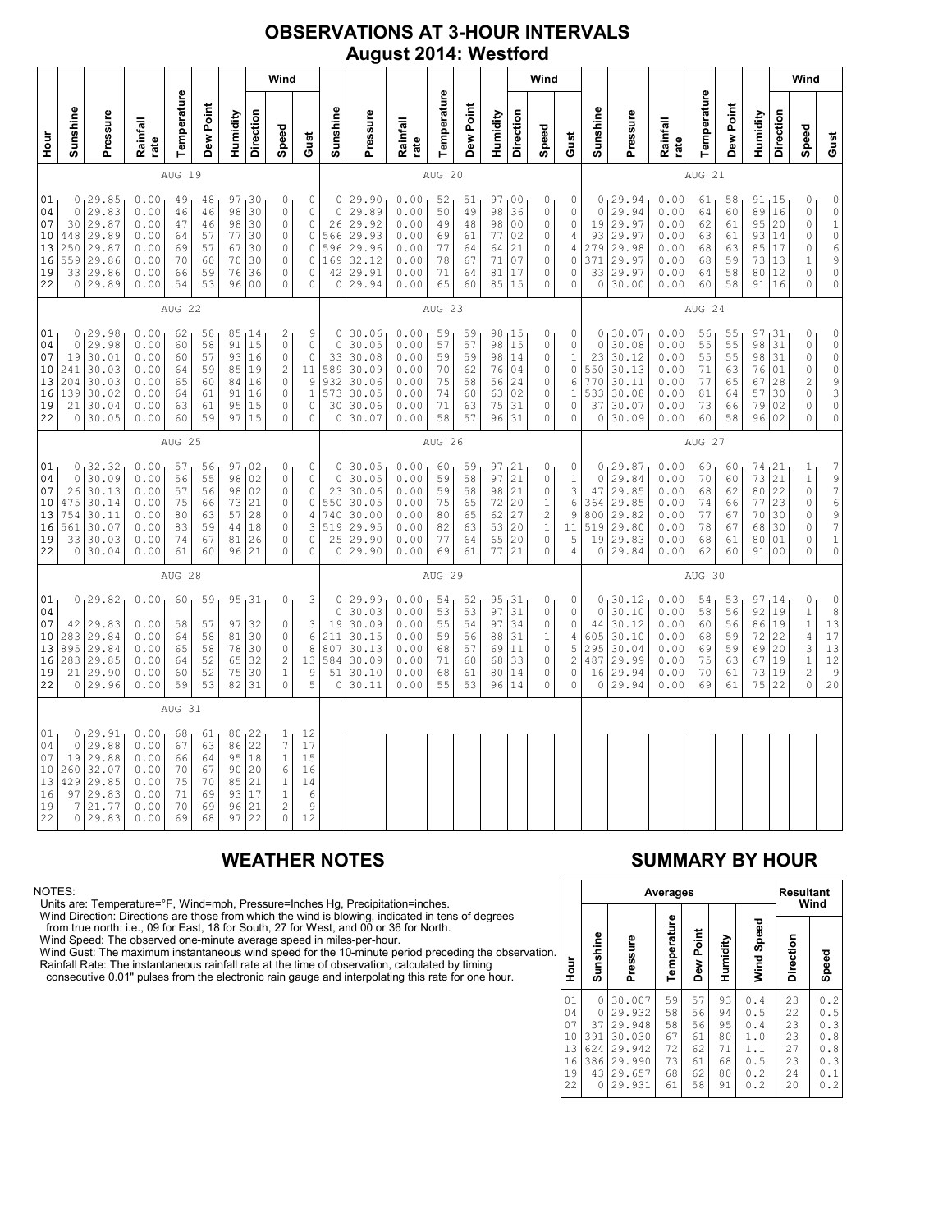# OBSERVATIONS AT 3-HOUR INTERVALS
## August 2014: Westford

### AUG 19

| Hour | Sunshine | Pressure | Rainfall rate | Temperature | Dew Point | Humidity | Wind Direction | Wind Speed | Wind Gust |
|---|---|---|---|---|---|---|---|---|---|
| 01 | 0 | 29.85 | 0.00 | 49 | 48 | 97 | 30 | 0 | 0 |
| 04 | 0 | 29.83 | 0.00 | 46 | 46 | 98 | 30 | 0 | 0 |
| 07 | 30 | 29.87 | 0.00 | 47 | 46 | 98 | 30 | 0 | 0 |
| 10 | 448 | 29.89 | 0.00 | 64 | 57 | 77 | 30 | 0 | 0 |
| 13 | 250 | 29.87 | 0.00 | 69 | 57 | 67 | 30 | 0 | 0 |
| 16 | 559 | 29.86 | 0.00 | 70 | 60 | 70 | 30 | 0 | 0 |
| 19 | 33 | 29.86 | 0.00 | 66 | 59 | 76 | 36 | 0 | 0 |
| 22 | 0 | 29.89 | 0.00 | 54 | 53 | 96 | 00 | 0 | 0 |

### AUG 20

| Hour | Sunshine | Pressure | Rainfall rate | Temperature | Dew Point | Humidity | Wind Direction | Wind Speed | Wind Gust |
|---|---|---|---|---|---|---|---|---|---|
| 01 | 0 | 29.90 | 0.00 | 52 | 51 | 97 | 00 | 0 | 0 |
| 04 | 0 | 29.89 | 0.00 | 50 | 49 | 98 | 36 | 0 | 0 |
| 07 | 26 | 29.92 | 0.00 | 49 | 48 | 98 | 00 | 0 | 0 |
| 10 | 566 | 29.93 | 0.00 | 69 | 61 | 77 | 02 | 0 | 4 |
| 13 | 596 | 29.96 | 0.00 | 77 | 64 | 64 | 21 | 0 | 4 |
| 16 | 169 | 32.12 | 0.00 | 78 | 67 | 71 | 07 | 0 | 0 |
| 19 | 42 | 29.91 | 0.00 | 71 | 64 | 81 | 17 | 0 | 0 |
| 22 | 0 | 29.94 | 0.00 | 65 | 60 | 85 | 15 | 0 | 0 |

### AUG 21

| Hour | Sunshine | Pressure | Rainfall rate | Temperature | Dew Point | Humidity | Wind Direction | Wind Speed | Wind Gust |
|---|---|---|---|---|---|---|---|---|---|
| 01 | 0 | 29.94 | 0.00 | 61 | 58 | 91 | 15 | 0 | 0 |
| 04 | 0 | 29.94 | 0.00 | 64 | 60 | 89 | 16 | 0 | 0 |
| 07 | 19 | 29.97 | 0.00 | 62 | 61 | 95 | 20 | 0 | 1 |
| 10 | 93 | 29.97 | 0.00 | 63 | 61 | 93 | 14 | 0 | 0 |
| 13 | 279 | 29.98 | 0.00 | 68 | 63 | 85 | 17 | 0 | 6 |
| 16 | 371 | 29.97 | 0.00 | 68 | 59 | 73 | 13 | 1 | 9 |
| 19 | 33 | 29.97 | 0.00 | 64 | 58 | 80 | 12 | 0 | 0 |
| 22 | 0 | 30.00 | 0.00 | 60 | 58 | 91 | 16 | 0 | 0 |

### AUG 22

| Hour | Sunshine | Pressure | Rainfall rate | Temperature | Dew Point | Humidity | Wind Direction | Wind Speed | Wind Gust |
|---|---|---|---|---|---|---|---|---|---|
| 01 | 0 | 29.98 | 0.00 | 62 | 58 | 85 | 14 | 2 | 9 |
| 04 | 0 | 29.98 | 0.00 | 60 | 58 | 91 | 15 | 0 | 0 |
| 07 | 19 | 30.01 | 0.00 | 60 | 57 | 93 | 16 | 0 | 0 |
| 10 | 241 | 30.03 | 0.00 | 64 | 59 | 85 | 19 | 2 | 11 |
| 13 | 204 | 30.03 | 0.00 | 65 | 60 | 84 | 16 | 0 | 9 |
| 16 | 139 | 30.02 | 0.00 | 64 | 61 | 91 | 16 | 0 | 1 |
| 19 | 21 | 30.04 | 0.00 | 63 | 61 | 95 | 15 | 0 | 0 |
| 22 | 0 | 30.05 | 0.00 | 60 | 59 | 97 | 15 | 0 | 0 |

### AUG 23

| Hour | Sunshine | Pressure | Rainfall rate | Temperature | Dew Point | Humidity | Wind Direction | Wind Speed | Wind Gust |
|---|---|---|---|---|---|---|---|---|---|
| 01 | 0 | 30.06 | 0.00 | 59 | 59 | 98 | 15 | 0 | 0 |
| 04 | 0 | 30.05 | 0.00 | 57 | 57 | 98 | 15 | 0 | 0 |
| 07 | 33 | 30.08 | 0.00 | 59 | 59 | 98 | 14 | 0 | 1 |
| 10 | 589 | 30.09 | 0.00 | 70 | 62 | 76 | 04 | 0 | 0 |
| 13 | 932 | 30.06 | 0.00 | 75 | 58 | 56 | 24 | 0 | 6 |
| 16 | 573 | 30.05 | 0.00 | 74 | 60 | 63 | 02 | 0 | 1 |
| 19 | 30 | 30.06 | 0.00 | 71 | 63 | 75 | 31 | 0 | 0 |
| 22 | 0 | 30.07 | 0.00 | 58 | 57 | 96 | 31 | 0 | 0 |

### AUG 24

| Hour | Sunshine | Pressure | Rainfall rate | Temperature | Dew Point | Humidity | Wind Direction | Wind Speed | Wind Gust |
|---|---|---|---|---|---|---|---|---|---|
| 01 | 0 | 30.07 | 0.00 | 56 | 55 | 97 | 31 | 0 | 0 |
| 04 | 0 | 30.08 | 0.00 | 55 | 55 | 98 | 31 | 0 | 0 |
| 07 | 23 | 30.12 | 0.00 | 55 | 55 | 98 | 31 | 0 | 0 |
| 10 | 550 | 30.13 | 0.00 | 71 | 63 | 76 | 01 | 0 | 0 |
| 13 | 770 | 30.11 | 0.00 | 77 | 65 | 67 | 28 | 2 | 9 |
| 16 | 533 | 30.08 | 0.00 | 81 | 64 | 57 | 30 | 0 | 3 |
| 19 | 37 | 30.07 | 0.00 | 73 | 66 | 79 | 02 | 0 | 0 |
| 22 | 0 | 30.09 | 0.00 | 60 | 58 | 96 | 02 | 0 | 0 |

### AUG 25

| Hour | Sunshine | Pressure | Rainfall rate | Temperature | Dew Point | Humidity | Wind Direction | Wind Speed | Wind Gust |
|---|---|---|---|---|---|---|---|---|---|
| 01 | 0 | 32.32 | 0.00 | 57 | 56 | 97 | 02 | 0 | 0 |
| 04 | 0 | 30.09 | 0.00 | 56 | 55 | 98 | 02 | 0 | 0 |
| 07 | 26 | 30.13 | 0.00 | 57 | 56 | 98 | 02 | 0 | 0 |
| 10 | 475 | 30.14 | 0.00 | 75 | 66 | 73 | 21 | 0 | 0 |
| 13 | 754 | 30.11 | 0.00 | 80 | 63 | 57 | 28 | 0 | 4 |
| 16 | 561 | 30.07 | 0.00 | 83 | 59 | 44 | 18 | 0 | 3 |
| 19 | 33 | 30.03 | 0.00 | 74 | 67 | 81 | 26 | 0 | 0 |
| 22 | 0 | 30.04 | 0.00 | 61 | 60 | 96 | 21 | 0 | 0 |

### AUG 26

| Hour | Sunshine | Pressure | Rainfall rate | Temperature | Dew Point | Humidity | Wind Direction | Wind Speed | Wind Gust |
|---|---|---|---|---|---|---|---|---|---|
| 01 | 0 | 30.05 | 0.00 | 60 | 59 | 97 | 21 | 0 | 0 |
| 04 | 0 | 30.05 | 0.00 | 59 | 58 | 97 | 21 | 0 | 1 |
| 07 | 23 | 30.06 | 0.00 | 59 | 58 | 98 | 21 | 0 | 3 |
| 10 | 550 | 30.05 | 0.00 | 75 | 65 | 72 | 20 | 1 | 6 |
| 13 | 740 | 30.00 | 0.00 | 80 | 65 | 62 | 27 | 2 | 9 |
| 16 | 519 | 29.95 | 0.00 | 82 | 63 | 53 | 20 | 1 | 11 |
| 19 | 25 | 29.90 | 0.00 | 77 | 64 | 65 | 20 | 0 | 5 |
| 22 | 0 | 29.90 | 0.00 | 69 | 61 | 77 | 21 | 0 | 4 |

### AUG 27

| Hour | Sunshine | Pressure | Rainfall rate | Temperature | Dew Point | Humidity | Wind Direction | Wind Speed | Wind Gust |
|---|---|---|---|---|---|---|---|---|---|
| 01 | 0 | 29.87 | 0.00 | 69 | 60 | 74 | 21 | 1 | 7 |
| 04 | 0 | 29.84 | 0.00 | 70 | 60 | 73 | 21 | 1 | 9 |
| 07 | 47 | 29.85 | 0.00 | 68 | 62 | 80 | 22 | 0 | 7 |
| 10 | 364 | 29.85 | 0.00 | 74 | 66 | 77 | 23 | 0 | 6 |
| 13 | 800 | 29.82 | 0.00 | 77 | 67 | 70 | 30 | 0 | 9 |
| 16 | 519 | 29.80 | 0.00 | 78 | 67 | 68 | 30 | 0 | 7 |
| 19 | 19 | 29.83 | 0.00 | 68 | 61 | 80 | 01 | 0 | 1 |
| 22 | 0 | 29.84 | 0.00 | 62 | 60 | 91 | 00 | 0 | 0 |

### AUG 28

| Hour | Sunshine | Pressure | Rainfall rate | Temperature | Dew Point | Humidity | Wind Direction | Wind Speed | Wind Gust |
|---|---|---|---|---|---|---|---|---|---|
| 01 | 0 | 29.82 | 0.00 | 60 | 59 | 95 | 31 | 0 | 3 |
| 04 | | | | | | | | | |
| 07 | 42 | 29.83 | 0.00 | 58 | 57 | 97 | 32 | 0 | 3 |
| 10 | 283 | 29.84 | 0.00 | 64 | 58 | 81 | 30 | 0 | 6 |
| 13 | 895 | 29.84 | 0.00 | 65 | 58 | 78 | 30 | 0 | 8 |
| 16 | 283 | 29.85 | 0.00 | 64 | 52 | 65 | 32 | 2 | 13 |
| 19 | 21 | 29.90 | 0.00 | 60 | 52 | 75 | 30 | 1 | 9 |
| 22 | 0 | 29.96 | 0.00 | 59 | 53 | 82 | 31 | 0 | 5 |

### AUG 29

| Hour | Sunshine | Pressure | Rainfall rate | Temperature | Dew Point | Humidity | Wind Direction | Wind Speed | Wind Gust |
|---|---|---|---|---|---|---|---|---|---|
| 01 | 0 | 29.99 | 0.00 | 54 | 52 | 95 | 31 | 0 | 0 |
| 04 | 0 | 30.03 | 0.00 | 53 | 53 | 97 | 31 | 0 | 0 |
| 07 | 19 | 30.09 | 0.00 | 55 | 54 | 97 | 34 | 0 | 0 |
| 10 | 211 | 30.15 | 0.00 | 59 | 56 | 88 | 31 | 1 | 4 |
| 13 | 807 | 30.13 | 0.00 | 68 | 57 | 69 | 11 | 0 | 5 |
| 16 | 584 | 30.09 | 0.00 | 71 | 60 | 68 | 33 | 0 | 2 |
| 19 | 51 | 30.10 | 0.00 | 68 | 61 | 80 | 14 | 0 | 0 |
| 22 | 0 | 30.11 | 0.00 | 55 | 53 | 96 | 14 | 0 | 0 |

### AUG 30

| Hour | Sunshine | Pressure | Rainfall rate | Temperature | Dew Point | Humidity | Wind Direction | Wind Speed | Wind Gust |
|---|---|---|---|---|---|---|---|---|---|
| 01 | 0 | 30.12 | 0.00 | 54 | 53 | 97 | 14 | 0 | 0 |
| 04 | 0 | 30.10 | 0.00 | 58 | 56 | 92 | 19 | 1 | 8 |
| 07 | 44 | 30.12 | 0.00 | 60 | 56 | 86 | 19 | 1 | 13 |
| 10 | 605 | 30.10 | 0.00 | 68 | 59 | 72 | 22 | 4 | 17 |
| 13 | 295 | 30.04 | 0.00 | 69 | 59 | 69 | 20 | 3 | 13 |
| 16 | 487 | 29.99 | 0.00 | 75 | 63 | 67 | 19 | 1 | 12 |
| 19 | 16 | 29.94 | 0.00 | 70 | 61 | 73 | 19 | 2 | 9 |
| 22 | 0 | 29.94 | 0.00 | 69 | 61 | 75 | 22 | 0 | 20 |

### AUG 31

| Hour | Sunshine | Pressure | Rainfall rate | Temperature | Dew Point | Humidity | Wind Direction | Wind Speed | Wind Gust |
|---|---|---|---|---|---|---|---|---|---|
| 01 | 0 | 29.91 | 0.00 | 68 | 61 | 80 | 22 | 1 | 12 |
| 04 | 0 | 29.88 | 0.00 | 67 | 63 | 86 | 22 | 7 | 17 |
| 07 | 19 | 29.88 | 0.00 | 66 | 64 | 95 | 18 | 1 | 15 |
| 10 | 260 | 32.07 | 0.00 | 70 | 67 | 90 | 20 | 6 | 16 |
| 13 | 429 | 29.85 | 0.00 | 75 | 70 | 85 | 21 | 1 | 14 |
| 16 | 97 | 29.83 | 0.00 | 71 | 69 | 93 | 17 | 1 | 6 |
| 19 | 7 | 21.77 | 0.00 | 70 | 69 | 96 | 21 | 2 | 9 |
| 22 | 0 | 29.83 | 0.00 | 69 | 68 | 97 | 22 | 0 | 12 |

## WEATHER NOTES

NOTES:
Units are: Temperature=°F, Wind=mph, Pressure=Inches Hg, Precipitation=inches.
Wind Direction: Directions are those from which the wind is blowing, indicated in tens of degrees from true north: i.e., 09 for East, 18 for South, 27 for West, and 00 or 36 for North.
Wind Speed: The observed one-minute average speed in miles-per-hour.
Wind Gust: The maximum instantaneous wind speed for the 10-minute period preceding the observation.
Rainfall Rate: The instantaneous rainfall rate at the time of observation, calculated by timing consecutive 0.01" pulses from the electronic rain gauge and interpolating this rate for one hour.

## SUMMARY BY HOUR

| Hour | Averages | | | | | | Resultant Wind | |
|---|---|---|---|---|---|---|---|---|
| | Sunshine | Pressure | Temperature | Dew Point | Humidity | Wind Speed | Direction | Speed |
| 01 | 0 | 30.007 | 59 | 57 | 93 | 0.4 | 23 | 0.2 |
| 04 | 0 | 29.932 | 58 | 56 | 94 | 0.5 | 22 | 0.5 |
| 07 | 37 | 29.948 | 58 | 56 | 95 | 0.4 | 23 | 0.3 |
| 10 | 391 | 30.030 | 67 | 61 | 80 | 1.0 | 23 | 0.8 |
| 13 | 624 | 29.942 | 72 | 62 | 71 | 1.1 | 27 | 0.8 |
| 16 | 386 | 29.990 | 73 | 61 | 68 | 0.5 | 23 | 0.3 |
| 19 | 43 | 29.657 | 68 | 62 | 80 | 0.2 | 24 | 0.1 |
| 22 | 0 | 29.931 | 61 | 58 | 91 | 0.2 | 20 | 0.2 |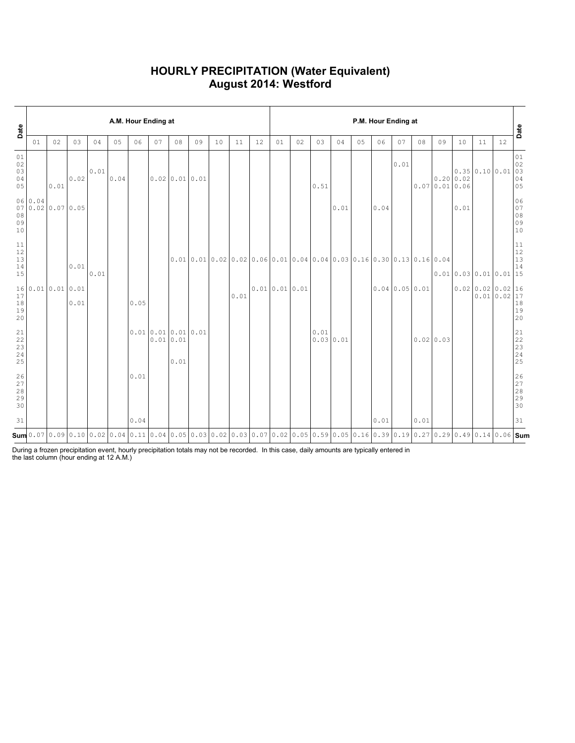# HOURLY PRECIPITATION (Water Equivalent)
## August 2014: Westford

| Date | A.M. Hour Ending at | | | | | | | | | | | | P.M. Hour Ending at | | | | | | | | | | | | Date |
|---|---|---|---|---|---|---|---|---|---|---|---|---|---|---|---|---|---|---|---|---|---|---|---|---|---|
| | 01 | 02 | 03 | 04 | 05 | 06 | 07 | 08 | 09 | 10 | 11 | 12 | 01 | 02 | 03 | 04 | 05 | 06 | 07 | 08 | 09 | 10 | 11 | 12 | |
| 01 | | | | | | | | | | | | | | | | | | | | | | | | | 01 |
| 02 | | | | | | | | | | | | | | | | | | | 0.01 | | | | | | 02 |
| 03 | | | | 0.01 | | | | | | | | | | | | | | | | | | 0.35 | 0.10 | 0.01 | 03 |
| 04 | | | 0.02 | | 0.04 | | 0.02 | 0.01 | 0.01 | | | | | | | | | | | | 0.20 | 0.02 | | | 04 |
| 05 | | 0.01 | | | | | | | | | | | | | 0.51 | | | | | 0.07 | 0.01 | 0.06 | | | 05 |
| 06 | 0.04 | | | | | | | | | | | | | | | | | | | | | | | | 06 |
| 07 | 0.02 | 0.07 | 0.05 | | | | | | | | | | | | | 0.01 | | 0.04 | | | | 0.01 | | | 07 |
| 08 | | | | | | | | | | | | | | | | | | | | | | | | | 08 |
| 09 | | | | | | | | | | | | | | | | | | | | | | | | | 09 |
| 10 | | | | | | | | | | | | | | | | | | | | | | | | | 10 |
| 11 | | | | | | | | | | | | | | | | | | | | | | | | | 11 |
| 12 | | | | | | | | | | | | | | | | | | | | | | | | | 12 |
| 13 | | | | | | | | 0.01 | 0.01 | 0.02 | 0.02 | 0.06 | 0.01 | 0.04 | 0.04 | 0.03 | 0.16 | 0.30 | 0.13 | 0.16 | 0.04 | | | | 13 |
| 14 | | | 0.01 | | | | | | | | | | | | | | | | | | | | | | 14 |
| 15 | | | | 0.01 | | | | | | | | | | | | | | | | | 0.01 | 0.03 | 0.01 | 0.01 | 15 |
| 16 | 0.01 | 0.01 | 0.01 | | | | | | | | | 0.01 | 0.01 | 0.01 | | | | 0.04 | 0.05 | 0.01 | | 0.02 | 0.02 | 0.02 | 16 |
| 17 | | | | | | | | | | | 0.01 | | | | | | | | | | | | 0.01 | 0.02 | 17 |
| 18 | | | 0.01 | | | 0.05 | | | | | | | | | | | | | | | | | | | 18 |
| 19 | | | | | | | | | | | | | | | | | | | | | | | | | 19 |
| 20 | | | | | | | | | | | | | | | | | | | | | | | | | 20 |
| 21 | | | | | | 0.01 | 0.01 | 0.01 | 0.01 | | | | | | 0.01 | | | | | | | | | | 21 |
| 22 | | | | | | | 0.01 | 0.01 | | | | | | | 0.03 | 0.01 | | | | 0.02 | 0.03 | | | | 22 |
| 23 | | | | | | | | | | | | | | | | | | | | | | | | | 23 |
| 24 | | | | | | | | | | | | | | | | | | | | | | | | | 24 |
| 25 | | | | | | | | 0.01 | | | | | | | | | | | | | | | | | 25 |
| 26 | | | | | | 0.01 | | | | | | | | | | | | | | | | | | | 26 |
| 27 | | | | | | | | | | | | | | | | | | | | | | | | | 27 |
| 28 | | | | | | | | | | | | | | | | | | | | | | | | | 28 |
| 29 | | | | | | | | | | | | | | | | | | | | | | | | | 29 |
| 30 | | | | | | | | | | | | | | | | | | | | | | | | | 30 |
| 31 | | | | | | 0.04 | | | | | | | | | | | | 0.01 | | 0.01 | | | | | 31 |
| **Sum** | 0.07 | 0.09 | 0.10 | 0.02 | 0.04 | 0.11 | 0.04 | 0.05 | 0.03 | 0.02 | 0.03 | 0.07 | 0.02 | 0.05 | 0.59 | 0.05 | 0.16 | 0.39 | 0.19 | 0.27 | 0.29 | 0.49 | 0.14 | 0.06 | **Sum** |

During a frozen precipitation event, hourly precipitation totals may not be recorded. In this case, daily amounts are typically entered in the last column (hour ending at 12 A.M.)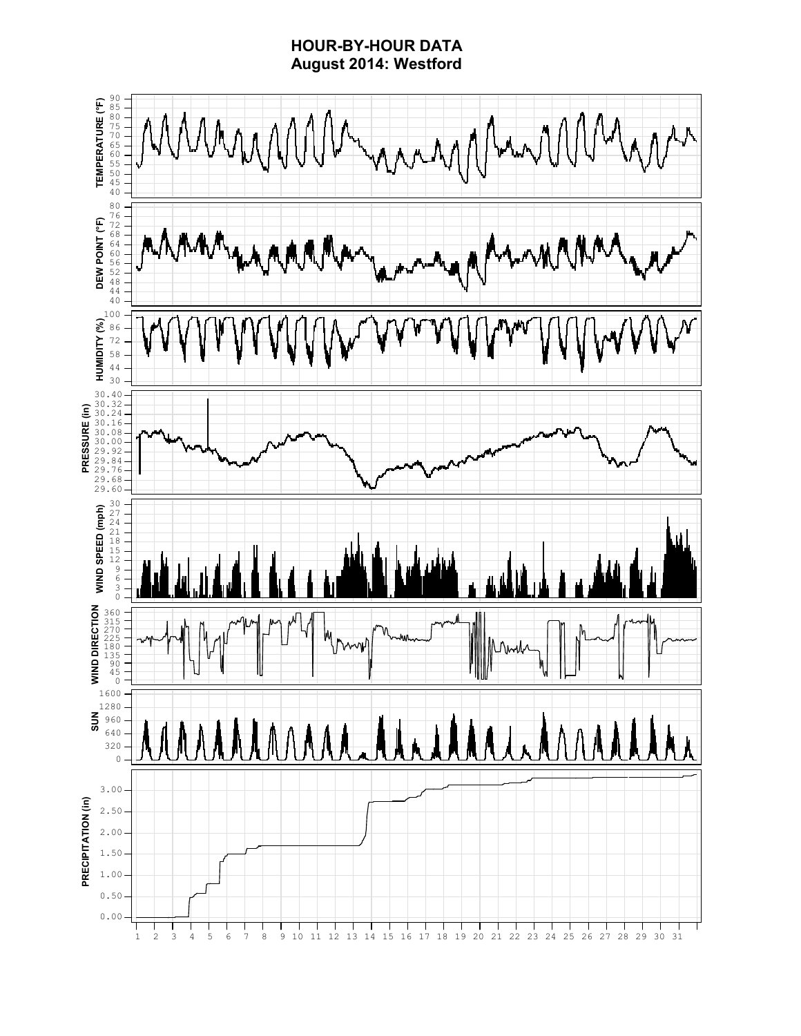# HOUR-BY-HOUR DATA
## August 2014: Westford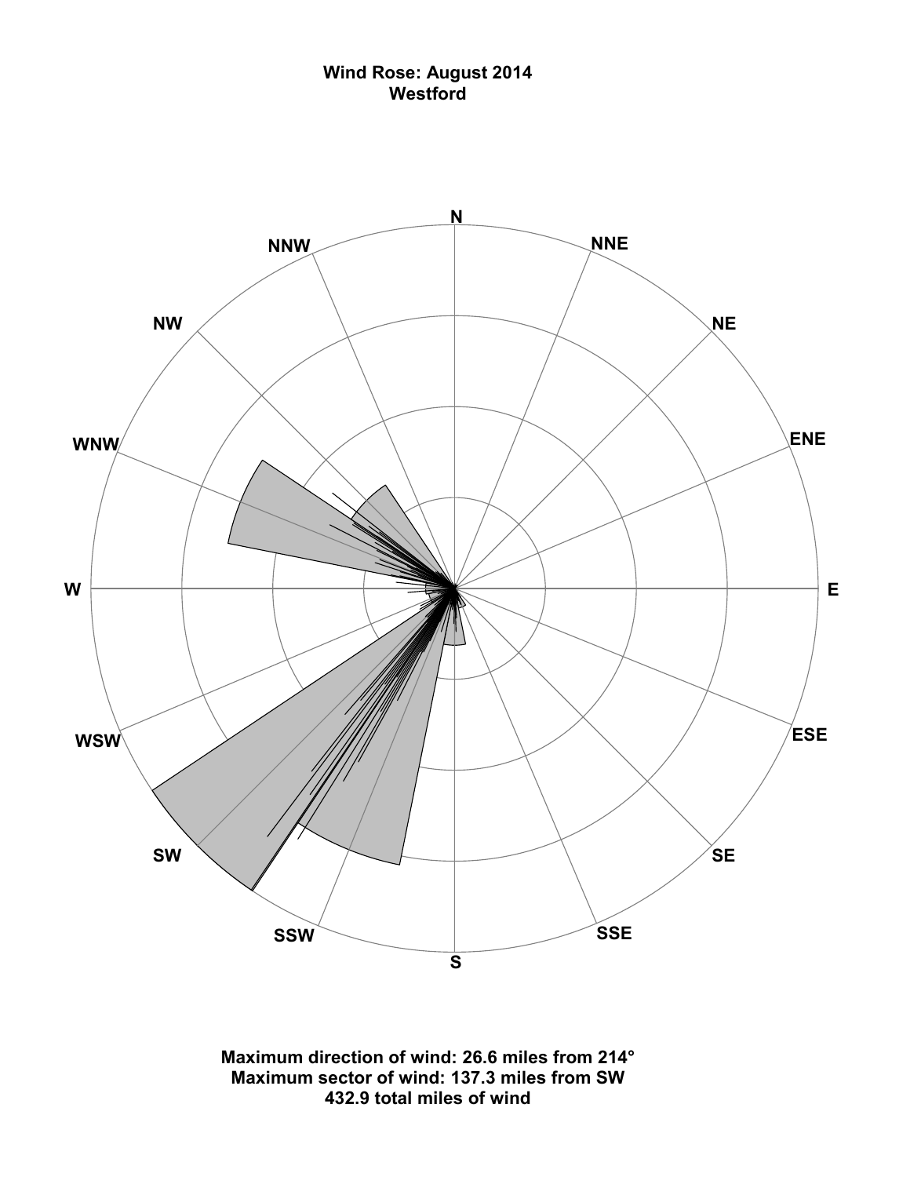Wind Rose: August 2014
Westford

N
NNE
NE
ENE
E
ESE
SE
SSE
S
SSW
SW
WSW
W
WNW
NW
NNW

Maximum direction of wind: 26.6 miles from 214°
Maximum sector of wind: 137.3 miles from SW
432.9 total miles of wind